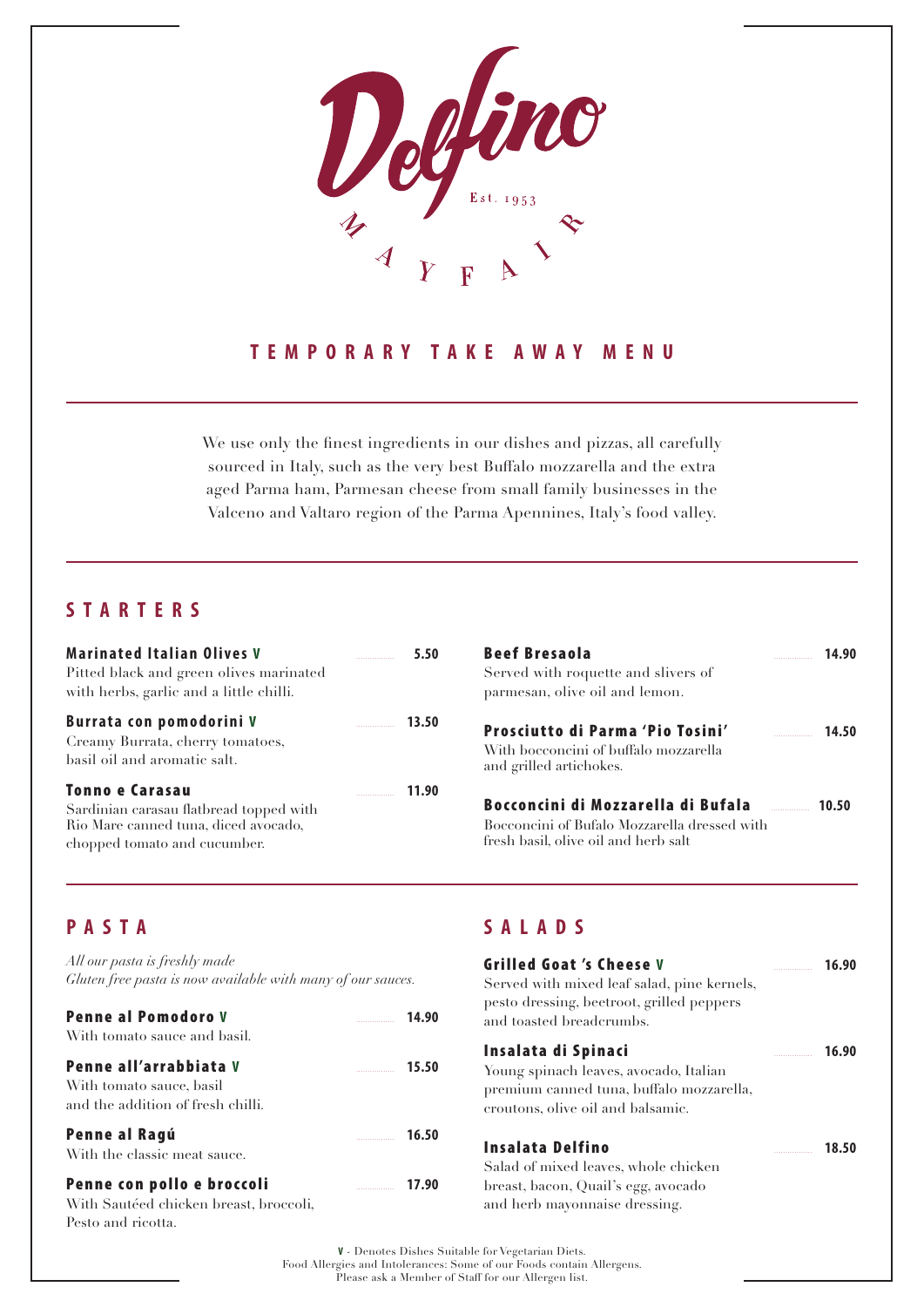# Delfino

Est. 1953

MAYFAIR

## TEMPORARY TAKE AWAY MENU

We use only the finest ingredients in our dishes and pizzas, all carefully sourced in Italy, such as the very best Buffalo mozzarella and the extra aged Parma ham, Parmesan cheese from small family businesses in the Valceno and Valtaro region of the Parma Apennines, Italy's food valley.

## STARTERS

**Marinated Italian Olives V** ........ **5.50**
Pitted black and green olives marinated with herbs, garlic and a little chilli.

**Burrata con pomodorini V** ........ **13.50**
Creamy Burrata, cherry tomatoes, basil oil and aromatic salt.

**Tonno e Carasau** ........ **11.90**
Sardinian carasau flatbread topped with Rio Mare canned tuna, diced avocado, chopped tomato and cucumber.

**Beef Bresaola** ........ **14.90**
Served with roquette and slivers of parmesan, olive oil and lemon.

**Prosciutto di Parma 'Pio Tosini'** ........ **14.50**
With bocconcini of buffalo mozzarella and grilled artichokes.

**Bocconcini di Mozzarella di Bufala** ........ **10.50**
Bocconcini of Bufalo Mozzarella dressed with fresh basil, olive oil and herb salt

## PASTA

*All our pasta is freshly made*
*Gluten free pasta is now available with many of our sauces.*

**Penne al Pomodoro V** ........ **14.90**
With tomato sauce and basil.

**Penne all'arrabbiata V** ........ **15.50**
With tomato sauce, basil and the addition of fresh chilli.

**Penne al Ragú** ........ **16.50**
With the classic meat sauce.

**Penne con pollo e broccoli** ........ **17.90**
With Sautéed chicken breast, broccoli, Pesto and ricotta.

## SALADS

**Grilled Goat 's Cheese V** ........ **16.90**
Served with mixed leaf salad, pine kernels, pesto dressing, beetroot, grilled peppers and toasted breadcrumbs.

**Insalata di Spinaci** ........ **16.90**
Young spinach leaves, avocado, Italian premium canned tuna, buffalo mozzarella, croutons, olive oil and balsamic.

**Insalata Delfino** ........ **18.50**
Salad of mixed leaves, whole chicken breast, bacon, Quail's egg, avocado and herb mayonnaise dressing.

**V** - Denotes Dishes Suitable for Vegetarian Diets.
Food Allergies and Intolerances: Some of our Foods contain Allergens.
Please ask a Member of Staff for our Allergen list.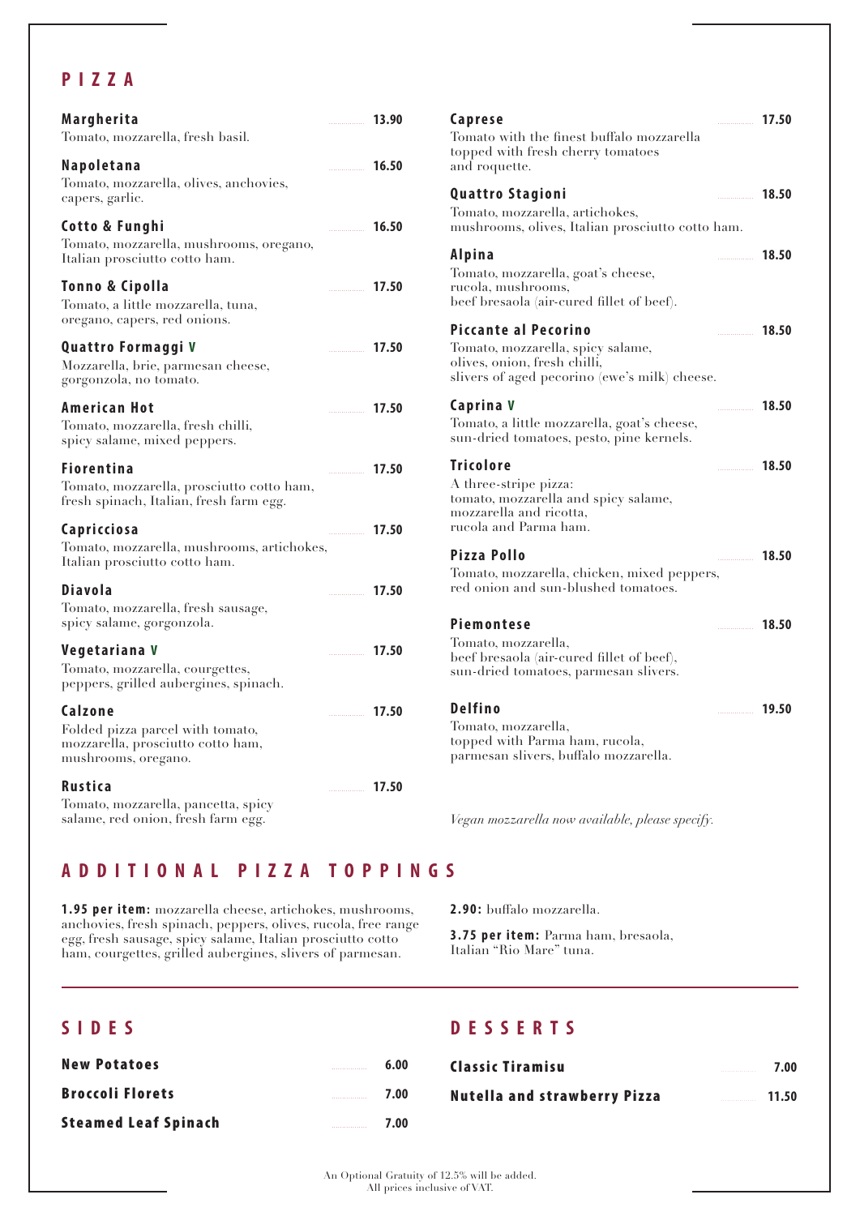# PIZZA

**Margherita** ... 13.90
Tomato, mozzarella, fresh basil.

**Napoletana** ... 16.50
Tomato, mozzarella, olives, anchovies, capers, garlic.

**Cotto & Funghi** ... 16.50
Tomato, mozzarella, mushrooms, oregano, Italian prosciutto cotto ham.

**Tonno & Cipolla** ... 17.50
Tomato, a little mozzarella, tuna, oregano, capers, red onions.

**Quattro Formaggi V** ... 17.50
Mozzarella, brie, parmesan cheese, gorgonzola, no tomato.

**American Hot** ... 17.50
Tomato, mozzarella, fresh chilli, spicy salame, mixed peppers.

**Fiorentina** ... 17.50
Tomato, mozzarella, prosciutto cotto ham, fresh spinach, Italian, fresh farm egg.

**Capricciosa** ... 17.50
Tomato, mozzarella, mushrooms, artichokes, Italian prosciutto cotto ham.

**Diavola** ... 17.50
Tomato, mozzarella, fresh sausage, spicy salame, gorgonzola.

**Vegetariana V** ... 17.50
Tomato, mozzarella, courgettes, peppers, grilled aubergines, spinach.

**Calzone** ... 17.50
Folded pizza parcel with tomato, mozzarella, prosciutto cotto ham, mushrooms, oregano.

**Rustica** ... 17.50
Tomato, mozzarella, pancetta, spicy salame, red onion, fresh farm egg.

**Caprese** ... 17.50
Tomato with the finest buffalo mozzarella topped with fresh cherry tomatoes and roquette.

**Quattro Stagioni** ... 18.50
Tomato, mozzarella, artichokes, mushrooms, olives, Italian prosciutto cotto ham.

**Alpina** ... 18.50
Tomato, mozzarella, goat's cheese, rucola, mushrooms, beef bresaola (air-cured fillet of beef).

**Piccante al Pecorino** ... 18.50
Tomato, mozzarella, spicy salame, olives, onion, fresh chilli, slivers of aged pecorino (ewe's milk) cheese.

**Caprina V** ... 18.50
Tomato, a little mozzarella, goat's cheese, sun-dried tomatoes, pesto, pine kernels.

**Tricolore** ... 18.50
A three-stripe pizza: tomato, mozzarella and spicy salame, mozzarella and ricotta, rucola and Parma ham.

**Pizza Pollo** ... 18.50
Tomato, mozzarella, chicken, mixed peppers, red onion and sun-blushed tomatoes.

**Piemontese** ... 18.50
Tomato, mozzarella, beef bresaola (air-cured fillet of beef), sun-dried tomatoes, parmesan slivers.

**Delfino** ... 19.50
Tomato, mozzarella, topped with Parma ham, rucola, parmesan slivers, buffalo mozzarella.

*Vegan mozzarella now available, please specify.*

# ADDITIONAL PIZZA TOPPINGS

**1.95 per item:** mozzarella cheese, artichokes, mushrooms, anchovies, fresh spinach, peppers, olives, rucola, free range egg, fresh sausage, spicy salame, Italian prosciutto cotto ham, courgettes, grilled aubergines, slivers of parmesan.

**2.90:** buffalo mozzarella.

**3.75 per item:** Parma ham, bresaola, Italian "Rio Mare" tuna.

# SIDES

**New Potatoes** ... 6.00

**Broccoli Florets** ... 7.00

**Steamed Leaf Spinach** ... 7.00

# DESSERTS

**Classic Tiramisu** ... 7.00

**Nutella and strawberry Pizza** ... 11.50

An Optional Gratuity of 12.5% will be added.
All prices inclusive of VAT.